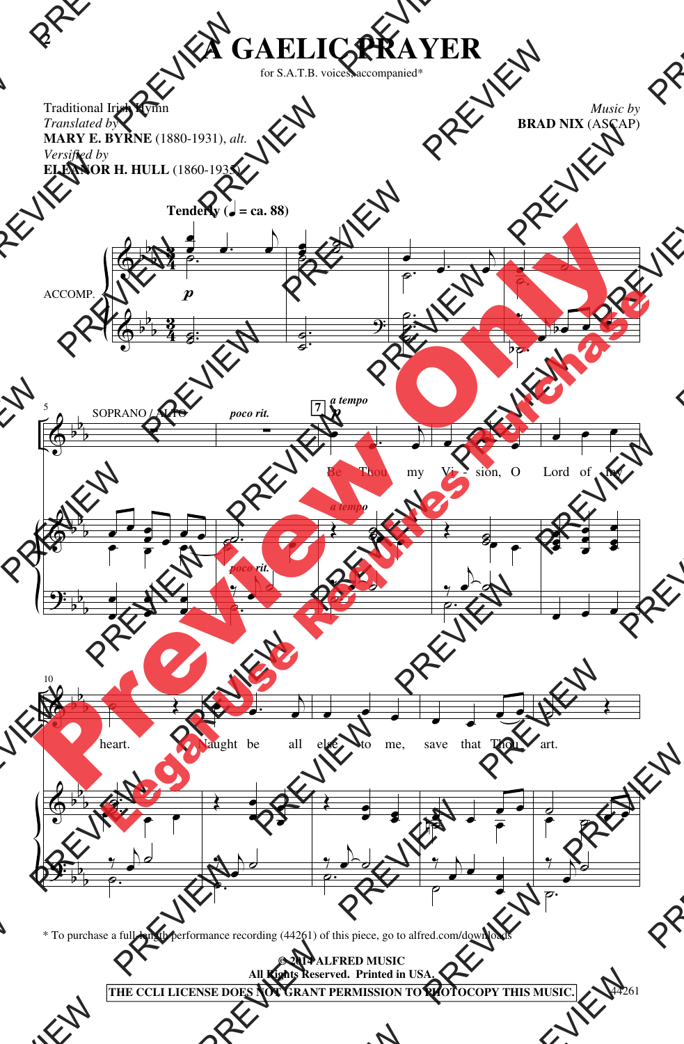# A GAELIC PRAYER

for S.A.T.B. voices, accompanied*

Traditional Irish Hymn
*Translated by*
**MARY E. BYRNE** (1880-1931), *alt.*
*Versified by*
**ELEANOR H. HULL** (1860-1935)

*Music by*
**BRAD NIX** (ASCAP)

**Tenderly (♩ = ca. 88)**

ACCOMP.

SOPRANO / ALTO *poco rit.* *a tempo*

Be Thou my Vi - sion, O Lord of my heart.

Naught be all else to me, save that Thou art.

\* To purchase a full-length performance recording (44261) of this piece, go to alfred.com/downloads

**© 2014 ALFRED MUSIC**
**All Rights Reserved. Printed in USA.**
**THE CCLI LICENSE DOES NOT GRANT PERMISSION TO PHOTOCOPY THIS MUSIC.**

44261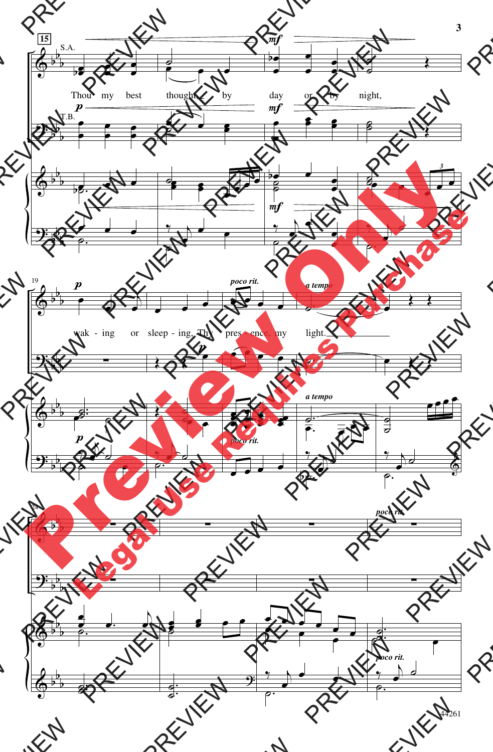15

S.A.

T.B.

*mf*

*p*

Thou my best thought, by day or by night,

19

*p*

*poco rit.*

*a tempo*

wak - ing or sleep - ing, Thy pres - ence my light.

24

*poco rit.*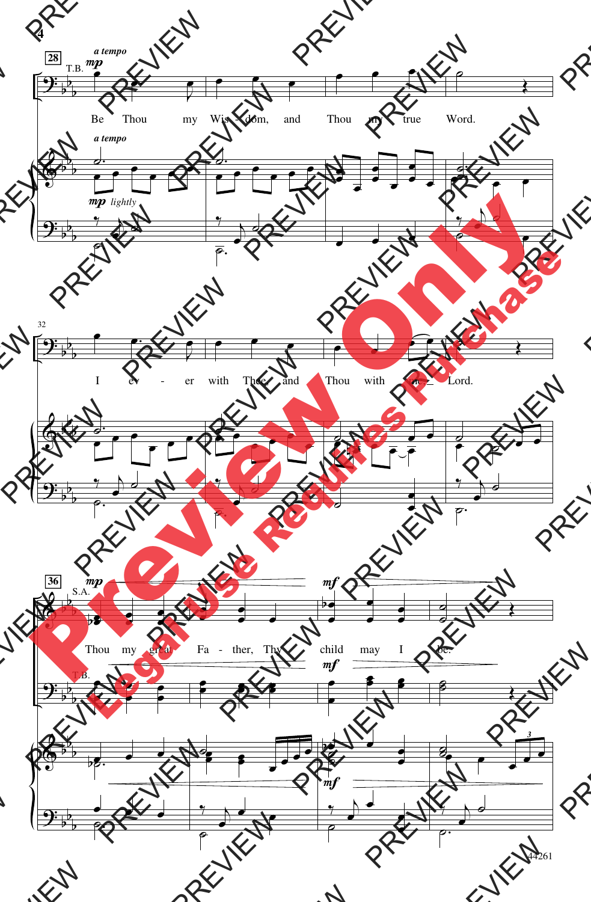**28** T.B. *a tempo* *mp*

Be Thou my Wis - dom, and Thou my true Word.

*a tempo*

*mp lightly*

32

I ev - er with Thee and Thou with me, Lord.

**36** S.A. *mp* *mf*

Thou my great Fa - ther, Thy child may I be.

T.B. *mf*

*mf*

44261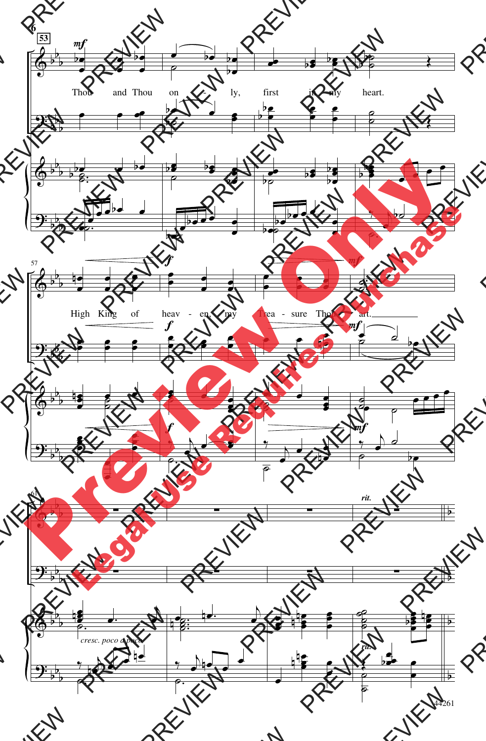53

*mf*

Thou and Thou on - ly, first in my heart.

57

*f*

High King of heav - en, my Trea - sure Thou art.

*mf*

61

*cresc. poco a poco*

*rit.*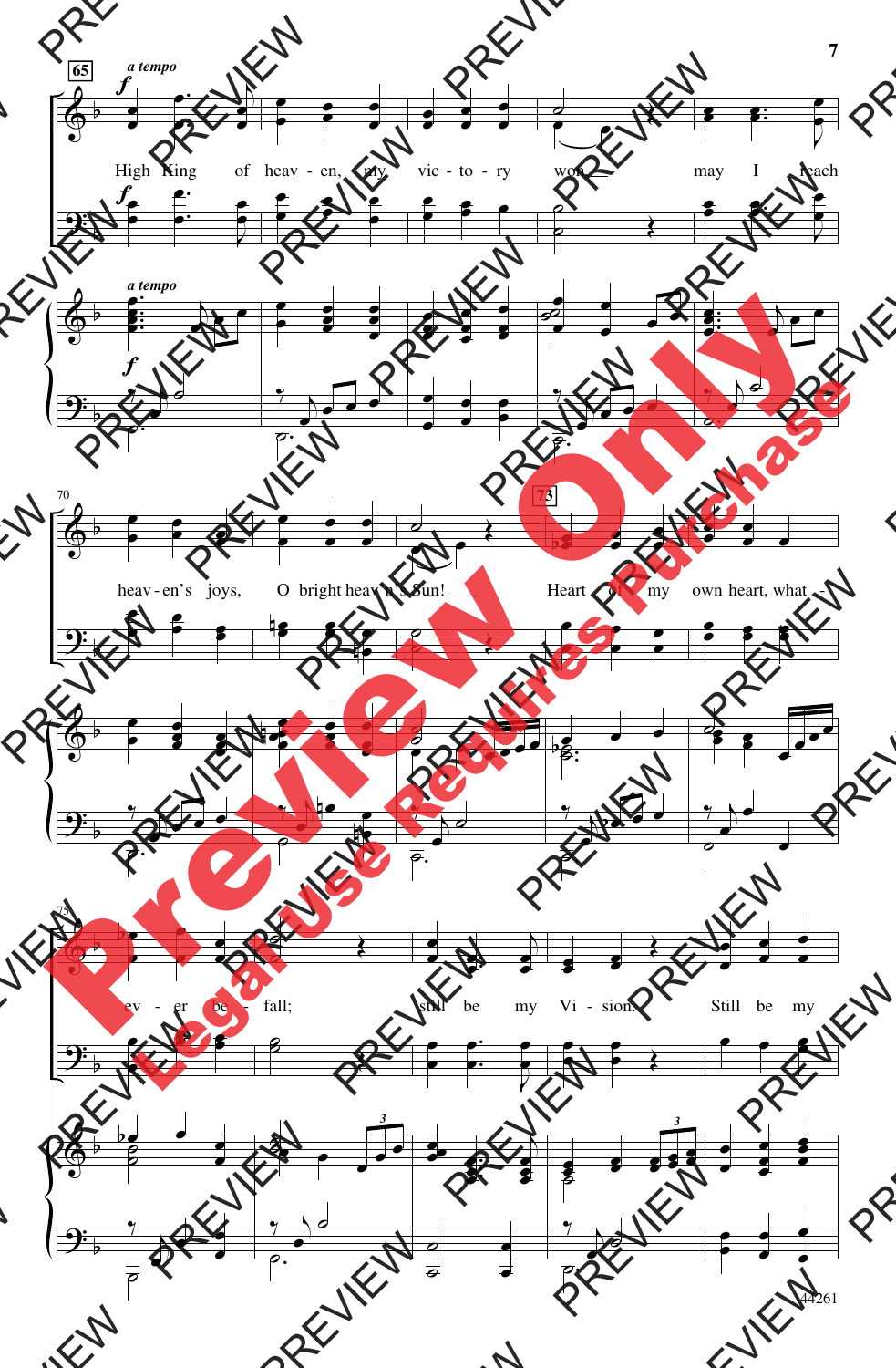*a tempo*

High King of heav - en, my vic - to - ry won may I reach heav - en's joys, O bright heav'n's Sun! Heart of my own heart, what - ev - er be - fall; still be my Vi - sion. Still be my